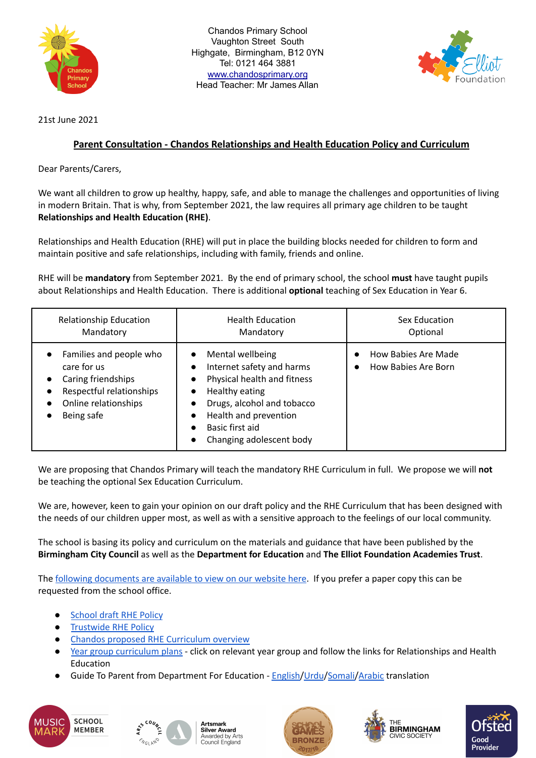Chandos Primary School
Vaughton Street South
Highgate, Birmingham, B12 0YN
Tel: 0121 464 3881
www.chandosprimary.org
Head Teacher: Mr James Allan

21st June 2021

## Parent Consultation - Chandos Relationships and Health Education Policy and Curriculum

Dear Parents/Carers,

We want all children to grow up healthy, happy, safe, and able to manage the challenges and opportunities of living in modern Britain. That is why, from September 2021, the law requires all primary age children to be taught **Relationships and Health Education (RHE)**.

Relationships and Health Education (RHE) will put in place the building blocks needed for children to form and maintain positive and safe relationships, including with family, friends and online.

RHE will be **mandatory** from September 2021. By the end of primary school, the school **must** have taught pupils about Relationships and Health Education. There is additional **optional** teaching of Sex Education in Year 6.

| Relationship Education Mandatory | Health Education Mandatory | Sex Education Optional |
|---|---|---|
| • Families and people who care for us<br>• Caring friendships<br>• Respectful relationships<br>• Online relationships<br>• Being safe | • Mental wellbeing<br>• Internet safety and harms<br>• Physical health and fitness<br>• Healthy eating<br>• Drugs, alcohol and tobacco<br>• Health and prevention<br>• Basic first aid<br>• Changing adolescent body | • How Babies Are Made<br>• How Babies Are Born |

We are proposing that Chandos Primary will teach the mandatory RHE Curriculum in full. We propose we will **not** be teaching the optional Sex Education Curriculum.

We are, however, keen to gain your opinion on our draft policy and the RHE Curriculum that has been designed with the needs of our children upper most, as well as with a sensitive approach to the feelings of our local community.

The school is basing its policy and curriculum on the materials and guidance that have been published by the **Birmingham City Council** as well as the **Department for Education** and **The Elliot Foundation Academies Trust**.

The following documents are available to view on our website here. If you prefer a paper copy this can be requested from the school office.

- School draft RHE Policy
- Trustwide RHE Policy
- Chandos proposed RHE Curriculum overview
- Year group curriculum plans - click on relevant year group and follow the links for Relationships and Health Education
- Guide To Parent from Department For Education - English/Urdu/Somali/Arabic translation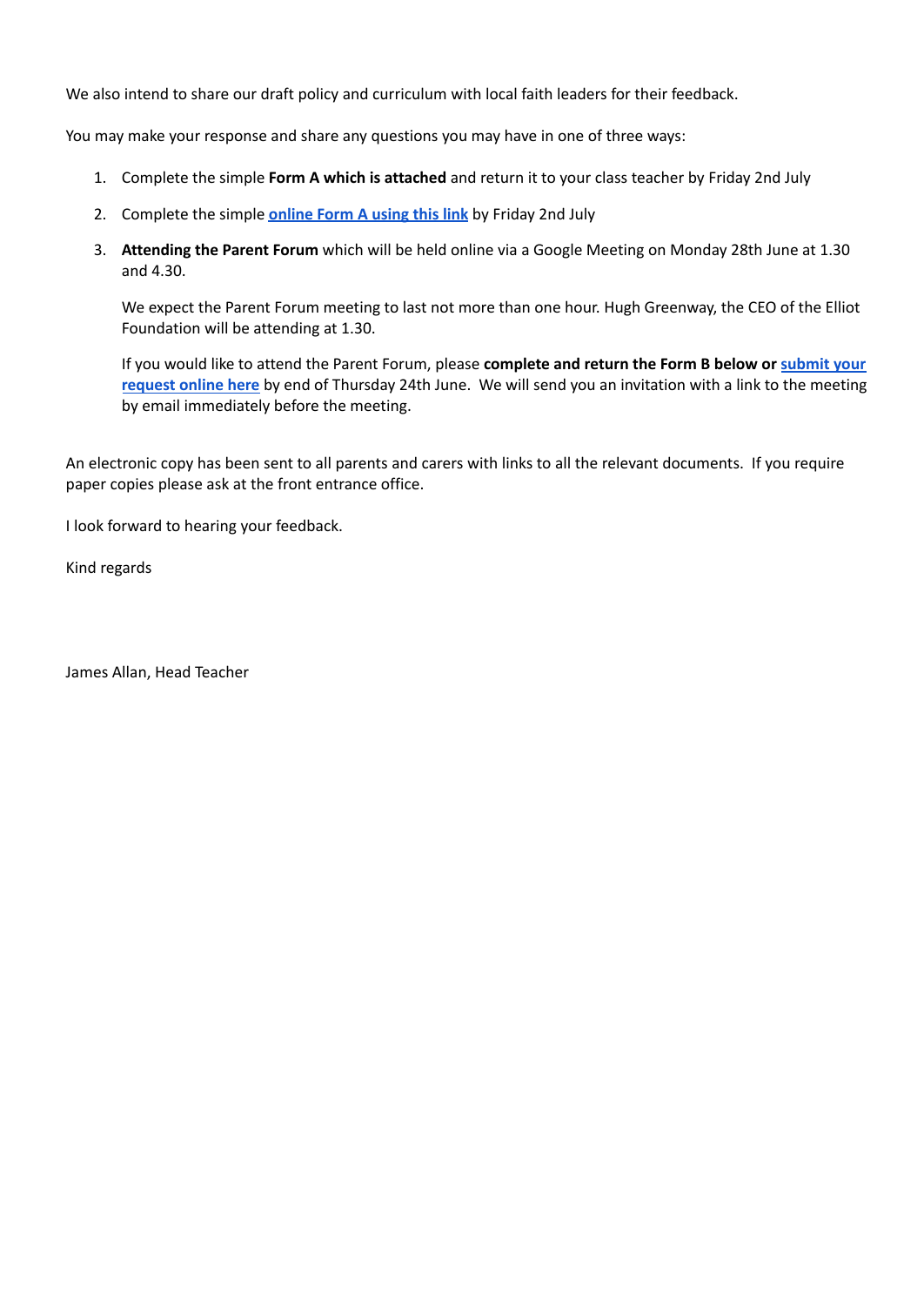We also intend to share our draft policy and curriculum with local faith leaders for their feedback.

You may make your response and share any questions you may have in one of three ways:

1. Complete the simple **Form A which is attached** and return it to your class teacher by Friday 2nd July
2. Complete the simple **online Form A using this link** by Friday 2nd July
3. **Attending the Parent Forum** which will be held online via a Google Meeting on Monday 28th June at 1.30 and 4.30.

   We expect the Parent Forum meeting to last not more than one hour. Hugh Greenway, the CEO of the Elliot Foundation will be attending at 1.30.

   If you would like to attend the Parent Forum, please **complete and return the Form B below or submit your request online here** by end of Thursday 24th June. We will send you an invitation with a link to the meeting by email immediately before the meeting.

An electronic copy has been sent to all parents and carers with links to all the relevant documents. If you require paper copies please ask at the front entrance office.

I look forward to hearing your feedback.

Kind regards

James Allan, Head Teacher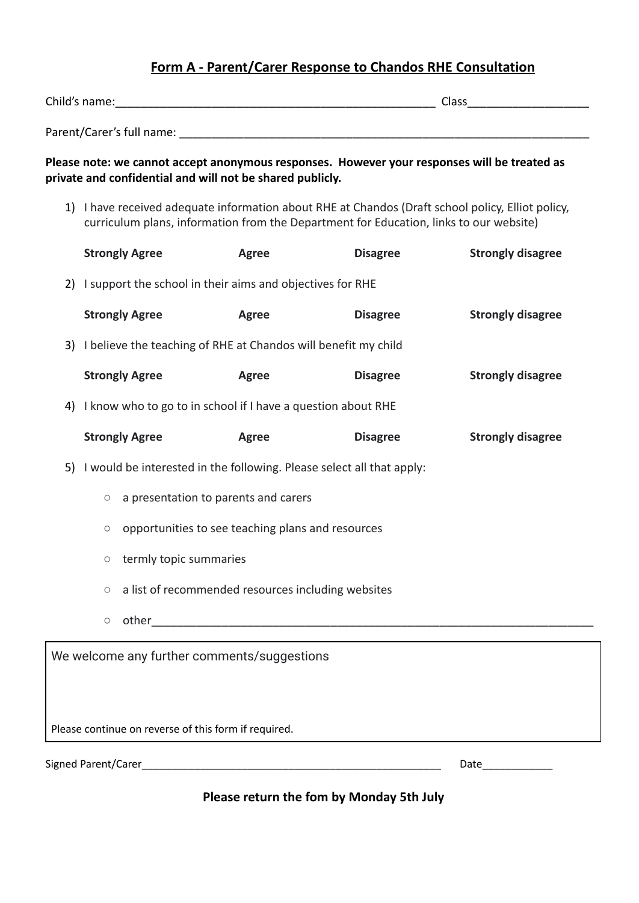## Form A - Parent/Carer Response to Chandos RHE Consultation

Child's name:___________________________________________________ Class___________________

Parent/Carer's full name: ___________________________________________________________________

**Please note: we cannot accept anonymous responses. However your responses will be treated as private and confidential and will not be shared publicly.**

1) I have received adequate information about RHE at Chandos (Draft school policy, Elliot policy, curriculum plans, information from the Department for Education, links to our website)

   **Strongly Agree** **Agree** **Disagree** **Strongly disagree**

2) I support the school in their aims and objectives for RHE

   **Strongly Agree** **Agree** **Disagree** **Strongly disagree**

3) I believe the teaching of RHE at Chandos will benefit my child

   **Strongly Agree** **Agree** **Disagree** **Strongly disagree**

4) I know who to go to in school if I have a question about RHE

   **Strongly Agree** **Agree** **Disagree** **Strongly disagree**

5) I would be interested in the following. Please select all that apply:

   ○ a presentation to parents and carers

   ○ opportunities to see teaching plans and resources

   ○ termly topic summaries

   ○ a list of recommended resources including websites

   ○ other_______________________________________________________________________

We welcome any further comments/suggestions

Please continue on reverse of this form if required.

Signed Parent/Carer____________________________________________________ Date____________

**Please return the fom by Monday 5th July**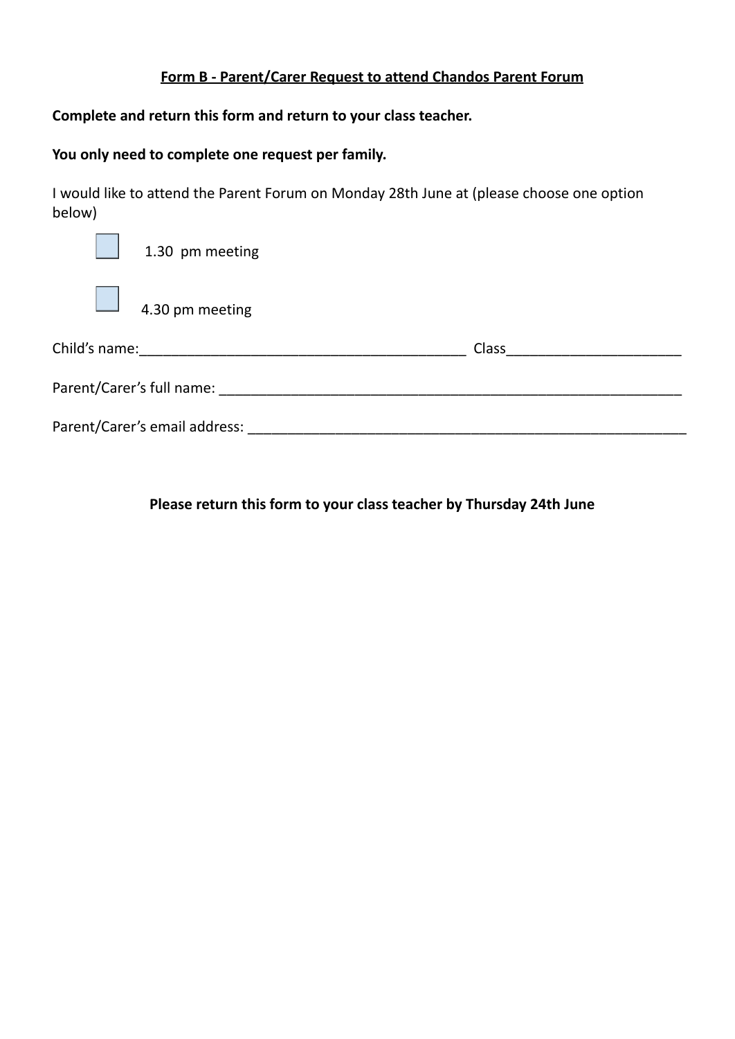**<u>Form B - Parent/Carer Request to attend Chandos Parent Forum</u>**

**Complete and return this form and return to your class teacher.**

**You only need to complete one request per family.**

I would like to attend the Parent Forum on Monday 28th June at (please choose one option below)

- [ ] 1.30 pm meeting
- [ ] 4.30 pm meeting

Child's name:_________________________________________ Class______________________

Parent/Carer's full name: _____________________________________________________________

Parent/Carer's email address: __________________________________________________________

**Please return this form to your class teacher by Thursday 24th June**